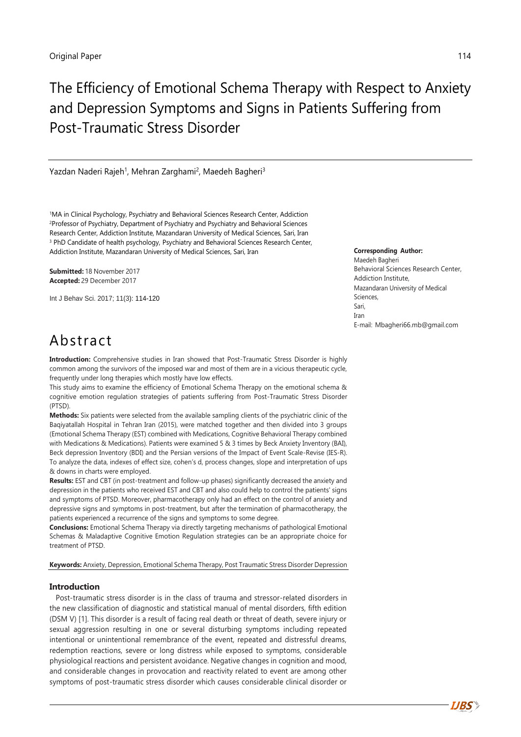Original Paper

# The Efficiency of Emotional Schema Therapy with Respect to Anxiety and Depression Symptoms and Signs in Patients Suffering from Post-Traumatic Stress Disorder

Yazdan Naderi Rajeh[1], Mehran Zarghami[2], Maedeh Bagheri[3]

[1]MA in Clinical Psychology, Psychiatry and Behavioral Sciences Research Center, Addiction
[2]Professor of Psychiatry, Department of Psychiatry and Psychiatry and Behavioral Sciences Research Center, Addiction Institute, Mazandaran University of Medical Sciences, Sari, Iran
[3] PhD Candidate of health psychology, Psychiatry and Behavioral Sciences Research Center, Addiction Institute, Mazandaran University of Medical Sciences, Sari, Iran

**Submitted:** 18 November 2017
**Accepted:** 29 December 2017

Int J Behav Sci. 2017; 11(3): 114-120

**Corresponding Author:**
Maedeh Bagheri
Behavioral Sciences Research Center,
Addiction Institute,
Mazandaran University of Medical Sciences,
Sari,
Iran
E-mail: Mbagheri66.mb@gmail.com

# Abstract

**Introduction:** Comprehensive studies in Iran showed that Post-Traumatic Stress Disorder is highly common among the survivors of the imposed war and most of them are in a vicious therapeutic cycle, frequently under long therapies which mostly have low effects.

This study aims to examine the efficiency of Emotional Schema Therapy on the emotional schema & cognitive emotion regulation strategies of patients suffering from Post-Traumatic Stress Disorder (PTSD).

**Methods:** Six patients were selected from the available sampling clients of the psychiatric clinic of the Baqiyatallah Hospital in Tehran Iran (2015), were matched together and then divided into 3 groups (Emotional Schema Therapy (EST) combined with Medications, Cognitive Behavioral Therapy combined with Medications & Medications). Patients were examined 5 & 3 times by Beck Anxiety Inventory (BAI), Beck depression Inventory (BDI) and the Persian versions of the Impact of Event Scale-Revise (IES-R). To analyze the data, indexes of effect size, cohen's d, process changes, slope and interpretation of ups & downs in charts were employed.

**Results:** EST and CBT (in post-treatment and follow-up phases) significantly decreased the anxiety and depression in the patients who received EST and CBT and also could help to control the patients' signs and symptoms of PTSD. Moreover, pharmacotherapy only had an effect on the control of anxiety and depressive signs and symptoms in post-treatment, but after the termination of pharmacotherapy, the patients experienced a recurrence of the signs and symptoms to some degree.

**Conclusions:** Emotional Schema Therapy via directly targeting mechanisms of pathological Emotional Schemas & Maladaptive Cognitive Emotion Regulation strategies can be an appropriate choice for treatment of PTSD.

**Keywords:** Anxiety, Depression, Emotional Schema Therapy, Post Traumatic Stress Disorder Depression

## Introduction

Post-traumatic stress disorder is in the class of trauma and stressor-related disorders in the new classification of diagnostic and statistical manual of mental disorders, fifth edition (DSM V) [1]. This disorder is a result of facing real death or threat of death, severe injury or sexual aggression resulting in one or several disturbing symptoms including repeated intentional or unintentional remembrance of the event, repeated and distressful dreams, redemption reactions, severe or long distress while exposed to symptoms, considerable physiological reactions and persistent avoidance. Negative changes in cognition and mood, and considerable changes in provocation and reactivity related to event are among other symptoms of post-traumatic stress disorder which causes considerable clinical disorder or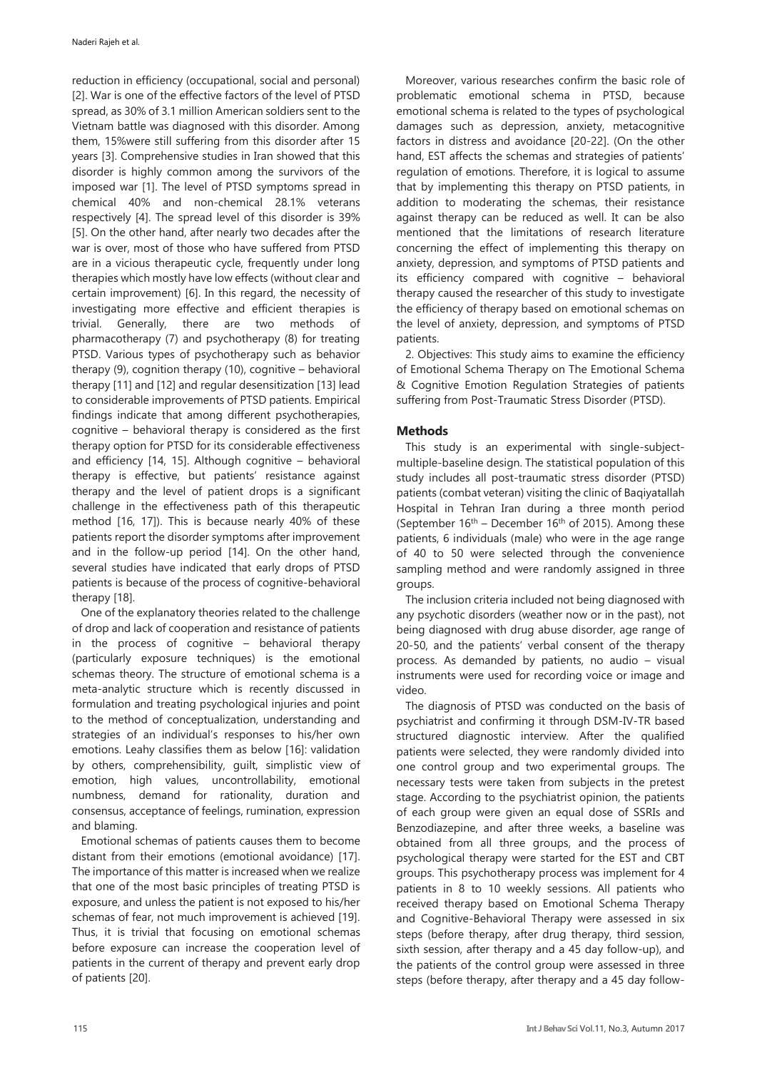reduction in efficiency (occupational, social and personal) [2]. War is one of the effective factors of the level of PTSD spread, as 30% of 3.1 million American soldiers sent to the Vietnam battle was diagnosed with this disorder. Among them, 15%were still suffering from this disorder after 15 years [3]. Comprehensive studies in Iran showed that this disorder is highly common among the survivors of the imposed war [1]. The level of PTSD symptoms spread in chemical 40% and non-chemical 28.1% veterans respectively [4]. The spread level of this disorder is 39% [5]. On the other hand, after nearly two decades after the war is over, most of those who have suffered from PTSD are in a vicious therapeutic cycle, frequently under long therapies which mostly have low effects (without clear and certain improvement) [6]. In this regard, the necessity of investigating more effective and efficient therapies is trivial. Generally, there are two methods of pharmacotherapy (7) and psychotherapy (8) for treating PTSD. Various types of psychotherapy such as behavior therapy (9), cognition therapy (10), cognitive – behavioral therapy [11] and [12] and regular desensitization [13] lead to considerable improvements of PTSD patients. Empirical findings indicate that among different psychotherapies, cognitive – behavioral therapy is considered as the first therapy option for PTSD for its considerable effectiveness and efficiency [14, 15]. Although cognitive – behavioral therapy is effective, but patients' resistance against therapy and the level of patient drops is a significant challenge in the effectiveness path of this therapeutic method [16, 17]). This is because nearly 40% of these patients report the disorder symptoms after improvement and in the follow-up period [14]. On the other hand, several studies have indicated that early drops of PTSD patients is because of the process of cognitive-behavioral therapy [18].

One of the explanatory theories related to the challenge of drop and lack of cooperation and resistance of patients in the process of cognitive – behavioral therapy (particularly exposure techniques) is the emotional schemas theory. The structure of emotional schema is a meta-analytic structure which is recently discussed in formulation and treating psychological injuries and point to the method of conceptualization, understanding and strategies of an individual's responses to his/her own emotions. Leahy classifies them as below [16]: validation by others, comprehensibility, guilt, simplistic view of emotion, high values, uncontrollability, emotional numbness, demand for rationality, duration and consensus, acceptance of feelings, rumination, expression and blaming.

Emotional schemas of patients causes them to become distant from their emotions (emotional avoidance) [17]. The importance of this matter is increased when we realize that one of the most basic principles of treating PTSD is exposure, and unless the patient is not exposed to his/her schemas of fear, not much improvement is achieved [19]. Thus, it is trivial that focusing on emotional schemas before exposure can increase the cooperation level of patients in the current of therapy and prevent early drop of patients [20].

Moreover, various researches confirm the basic role of problematic emotional schema in PTSD, because emotional schema is related to the types of psychological damages such as depression, anxiety, metacognitive factors in distress and avoidance [20-22]. (On the other hand, EST affects the schemas and strategies of patients' regulation of emotions. Therefore, it is logical to assume that by implementing this therapy on PTSD patients, in addition to moderating the schemas, their resistance against therapy can be reduced as well. It can be also mentioned that the limitations of research literature concerning the effect of implementing this therapy on anxiety, depression, and symptoms of PTSD patients and its efficiency compared with cognitive – behavioral therapy caused the researcher of this study to investigate the efficiency of therapy based on emotional schemas on the level of anxiety, depression, and symptoms of PTSD patients.

2. Objectives: This study aims to examine the efficiency of Emotional Schema Therapy on The Emotional Schema & Cognitive Emotion Regulation Strategies of patients suffering from Post-Traumatic Stress Disorder (PTSD).

## Methods

This study is an experimental with single-subject-multiple-baseline design. The statistical population of this study includes all post-traumatic stress disorder (PTSD) patients (combat veteran) visiting the clinic of Baqiyatallah Hospital in Tehran Iran during a three month period (September 16th – December 16th of 2015). Among these patients, 6 individuals (male) who were in the age range of 40 to 50 were selected through the convenience sampling method and were randomly assigned in three groups.

The inclusion criteria included not being diagnosed with any psychotic disorders (weather now or in the past), not being diagnosed with drug abuse disorder, age range of 20-50, and the patients' verbal consent of the therapy process. As demanded by patients, no audio – visual instruments were used for recording voice or image and video.

The diagnosis of PTSD was conducted on the basis of psychiatrist and confirming it through DSM-IV-TR based structured diagnostic interview. After the qualified patients were selected, they were randomly divided into one control group and two experimental groups. The necessary tests were taken from subjects in the pretest stage. According to the psychiatrist opinion, the patients of each group were given an equal dose of SSRIs and Benzodiazepine, and after three weeks, a baseline was obtained from all three groups, and the process of psychological therapy were started for the EST and CBT groups. This psychotherapy process was implement for 4 patients in 8 to 10 weekly sessions. All patients who received therapy based on Emotional Schema Therapy and Cognitive-Behavioral Therapy were assessed in six steps (before therapy, after drug therapy, third session, sixth session, after therapy and a 45 day follow-up), and the patients of the control group were assessed in three steps (before therapy, after therapy and a 45 day follow-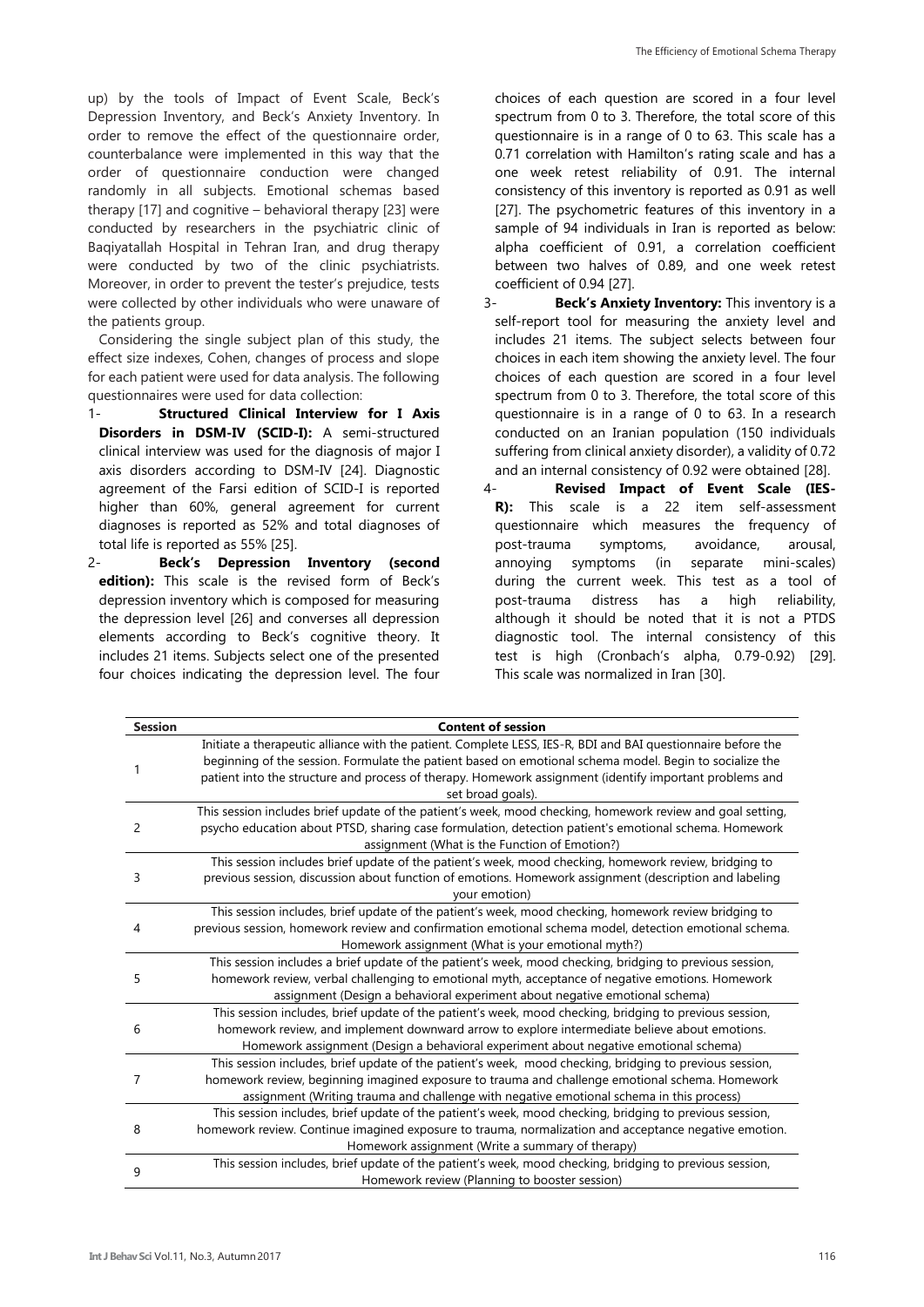up) by the tools of Impact of Event Scale, Beck's Depression Inventory, and Beck's Anxiety Inventory. In order to remove the effect of the questionnaire order, counterbalance were implemented in this way that the order of questionnaire conduction were changed randomly in all subjects. Emotional schemas based therapy [17] and cognitive – behavioral therapy [23] were conducted by researchers in the psychiatric clinic of Baqiyatallah Hospital in Tehran Iran, and drug therapy were conducted by two of the clinic psychiatrists. Moreover, in order to prevent the tester's prejudice, tests were collected by other individuals who were unaware of the patients group.

Considering the single subject plan of this study, the effect size indexes, Cohen, changes of process and slope for each patient were used for data analysis. The following questionnaires were used for data collection:

1- **Structured Clinical Interview for I Axis Disorders in DSM-IV (SCID-I):** A semi-structured clinical interview was used for the diagnosis of major I axis disorders according to DSM-IV [24]. Diagnostic agreement of the Farsi edition of SCID-I is reported higher than 60%, general agreement for current diagnoses is reported as 52% and total diagnoses of total life is reported as 55% [25].

2- **Beck's Depression Inventory (second edition):** This scale is the revised form of Beck's depression inventory which is composed for measuring the depression level [26] and converses all depression elements according to Beck's cognitive theory. It includes 21 items. Subjects select one of the presented four choices indicating the depression level. The four choices of each question are scored in a four level spectrum from 0 to 3. Therefore, the total score of this questionnaire is in a range of 0 to 63. This scale has a 0.71 correlation with Hamilton's rating scale and has a one week retest reliability of 0.91. The internal consistency of this inventory is reported as 0.91 as well [27]. The psychometric features of this inventory in a sample of 94 individuals in Iran is reported as below: alpha coefficient of 0.91, a correlation coefficient between two halves of 0.89, and one week retest coefficient of 0.94 [27].

3- **Beck's Anxiety Inventory:** This inventory is a self-report tool for measuring the anxiety level and includes 21 items. The subject selects between four choices in each item showing the anxiety level. The four choices of each question are scored in a four level spectrum from 0 to 3. Therefore, the total score of this questionnaire is in a range of 0 to 63. In a research conducted on an Iranian population (150 individuals suffering from clinical anxiety disorder), a validity of 0.72 and an internal consistency of 0.92 were obtained [28].

4- **Revised Impact of Event Scale (IES-R):** This scale is a 22 item self-assessment questionnaire which measures the frequency of post-trauma symptoms, avoidance, arousal, annoying symptoms (in separate mini-scales) during the current week. This test as a tool of post-trauma distress has a high reliability, although it should be noted that it is not a PTDS diagnostic tool. The internal consistency of this test is high (Cronbach's alpha, 0.79-0.92) [29]. This scale was normalized in Iran [30].

| Session | Content of session |
|---|---|
| 1 | Initiate a therapeutic alliance with the patient. Complete LESS, IES-R, BDI and BAI questionnaire before the beginning of the session. Formulate the patient based on emotional schema model. Begin to socialize the patient into the structure and process of therapy. Homework assignment (identify important problems and set broad goals). |
| 2 | This session includes brief update of the patient's week, mood checking, homework review and goal setting, psycho education about PTSD, sharing case formulation, detection patient's emotional schema. Homework assignment (What is the Function of Emotion?) |
| 3 | This session includes brief update of the patient's week, mood checking, homework review, bridging to previous session, discussion about function of emotions. Homework assignment (description and labeling your emotion) |
| 4 | This session includes, brief update of the patient's week, mood checking, homework review bridging to previous session, homework review and confirmation emotional schema model, detection emotional schema. Homework assignment (What is your emotional myth?) |
| 5 | This session includes a brief update of the patient's week, mood checking, bridging to previous session, homework review, verbal challenging to emotional myth, acceptance of negative emotions. Homework assignment (Design a behavioral experiment about negative emotional schema) |
| 6 | This session includes, brief update of the patient's week, mood checking, bridging to previous session, homework review, and implement downward arrow to explore intermediate believe about emotions. Homework assignment (Design a behavioral experiment about negative emotional schema) |
| 7 | This session includes, brief update of the patient's week, mood checking, bridging to previous session, homework review, beginning imagined exposure to trauma and challenge emotional schema. Homework assignment (Writing trauma and challenge with negative emotional schema in this process) |
| 8 | This session includes, brief update of the patient's week, mood checking, bridging to previous session, homework review. Continue imagined exposure to trauma, normalization and acceptance negative emotion. Homework assignment (Write a summary of therapy) |
| 9 | This session includes, brief update of the patient's week, mood checking, bridging to previous session, Homework review (Planning to booster session) |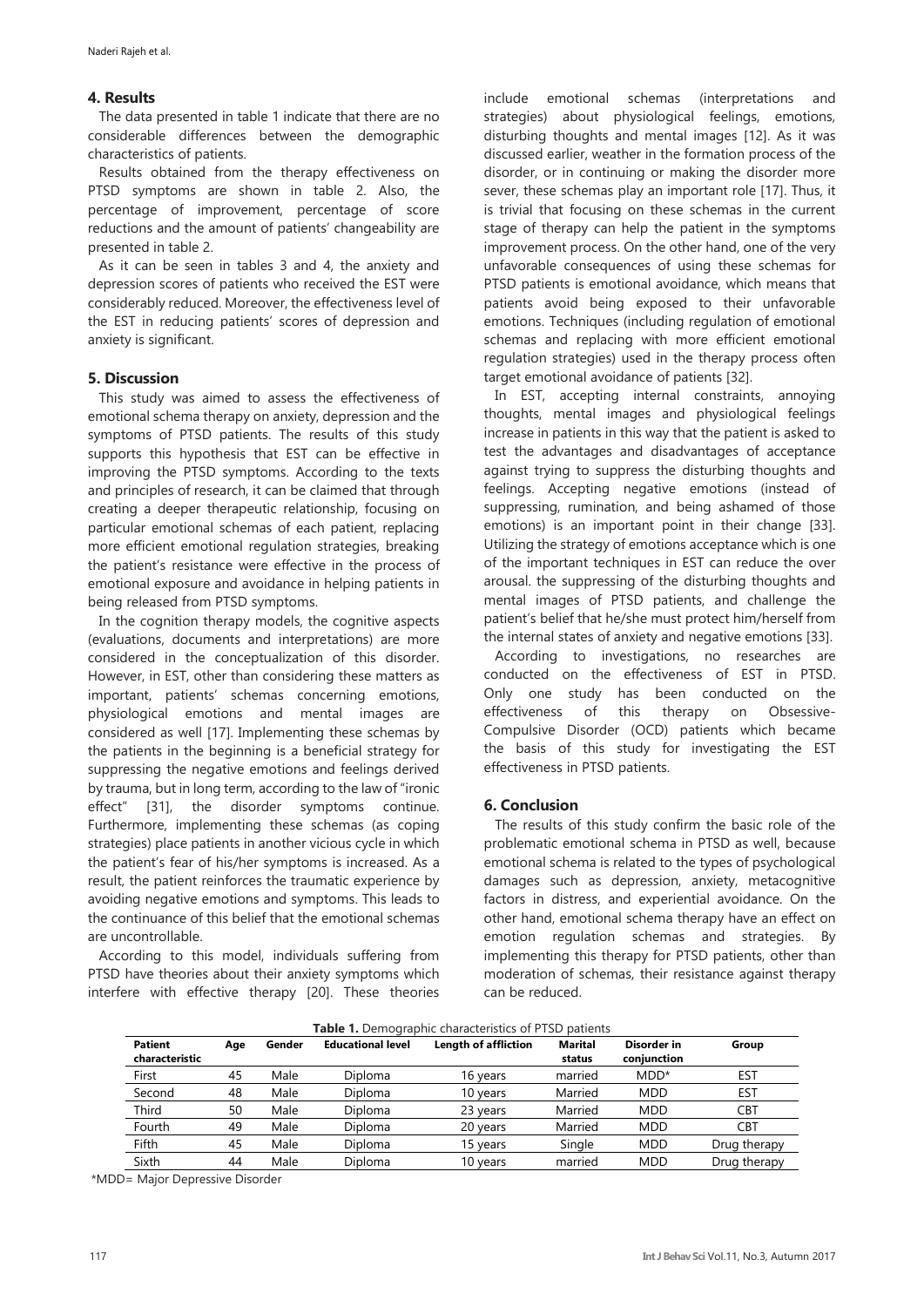## 4. Results

The data presented in table 1 indicate that there are no considerable differences between the demographic characteristics of patients.

Results obtained from the therapy effectiveness on PTSD symptoms are shown in table 2. Also, the percentage of improvement, percentage of score reductions and the amount of patients' changeability are presented in table 2.

As it can be seen in tables 3 and 4, the anxiety and depression scores of patients who received the EST were considerably reduced. Moreover, the effectiveness level of the EST in reducing patients' scores of depression and anxiety is significant.

## 5. Discussion

This study was aimed to assess the effectiveness of emotional schema therapy on anxiety, depression and the symptoms of PTSD patients. The results of this study supports this hypothesis that EST can be effective in improving the PTSD symptoms. According to the texts and principles of research, it can be claimed that through creating a deeper therapeutic relationship, focusing on particular emotional schemas of each patient, replacing more efficient emotional regulation strategies, breaking the patient's resistance were effective in the process of emotional exposure and avoidance in helping patients in being released from PTSD symptoms.

In the cognition therapy models, the cognitive aspects (evaluations, documents and interpretations) are more considered in the conceptualization of this disorder. However, in EST, other than considering these matters as important, patients' schemas concerning emotions, physiological emotions and mental images are considered as well [17]. Implementing these schemas by the patients in the beginning is a beneficial strategy for suppressing the negative emotions and feelings derived by trauma, but in long term, according to the law of "ironic effect" [31], the disorder symptoms continue. Furthermore, implementing these schemas (as coping strategies) place patients in another vicious cycle in which the patient's fear of his/her symptoms is increased. As a result, the patient reinforces the traumatic experience by avoiding negative emotions and symptoms. This leads to the continuance of this belief that the emotional schemas are uncontrollable.

According to this model, individuals suffering from PTSD have theories about their anxiety symptoms which interfere with effective therapy [20]. These theories include emotional schemas (interpretations and strategies) about physiological feelings, emotions, disturbing thoughts and mental images [12]. As it was discussed earlier, weather in the formation process of the disorder, or in continuing or making the disorder more sever, these schemas play an important role [17]. Thus, it is trivial that focusing on these schemas in the current stage of therapy can help the patient in the symptoms improvement process. On the other hand, one of the very unfavorable consequences of using these schemas for PTSD patients is emotional avoidance, which means that patients avoid being exposed to their unfavorable emotions. Techniques (including regulation of emotional schemas and replacing with more efficient emotional regulation strategies) used in the therapy process often target emotional avoidance of patients [32].

In EST, accepting internal constraints, annoying thoughts, mental images and physiological feelings increase in patients in this way that the patient is asked to test the advantages and disadvantages of acceptance against trying to suppress the disturbing thoughts and feelings. Accepting negative emotions (instead of suppressing, rumination, and being ashamed of those emotions) is an important point in their change [33]. Utilizing the strategy of emotions acceptance which is one of the important techniques in EST can reduce the over arousal. the suppressing of the disturbing thoughts and mental images of PTSD patients, and challenge the patient's belief that he/she must protect him/herself from the internal states of anxiety and negative emotions [33].

According to investigations, no researches are conducted on the effectiveness of EST in PTSD. Only one study has been conducted on the effectiveness of this therapy on Obsessive-Compulsive Disorder (OCD) patients which became the basis of this study for investigating the EST effectiveness in PTSD patients.

## 6. Conclusion

The results of this study confirm the basic role of the problematic emotional schema in PTSD as well, because emotional schema is related to the types of psychological damages such as depression, anxiety, metacognitive factors in distress, and experiential avoidance. On the other hand, emotional schema therapy have an effect on emotion regulation schemas and strategies. By implementing this therapy for PTSD patients, other than moderation of schemas, their resistance against therapy can be reduced.

**Table 1.** Demographic characteristics of PTSD patients

| Patient characteristic | Age | Gender | Educational level | Length of affliction | Marital status | Disorder in conjunction | Group |
|---|---|---|---|---|---|---|---|
| First | 45 | Male | Diploma | 16 years | married | MDD* | EST |
| Second | 48 | Male | Diploma | 10 years | Married | MDD | EST |
| Third | 50 | Male | Diploma | 23 years | Married | MDD | CBT |
| Fourth | 49 | Male | Diploma | 20 years | Married | MDD | CBT |
| Fifth | 45 | Male | Diploma | 15 years | Single | MDD | Drug therapy |
| Sixth | 44 | Male | Diploma | 10 years | married | MDD | Drug therapy |

*MDD= Major Depressive Disorder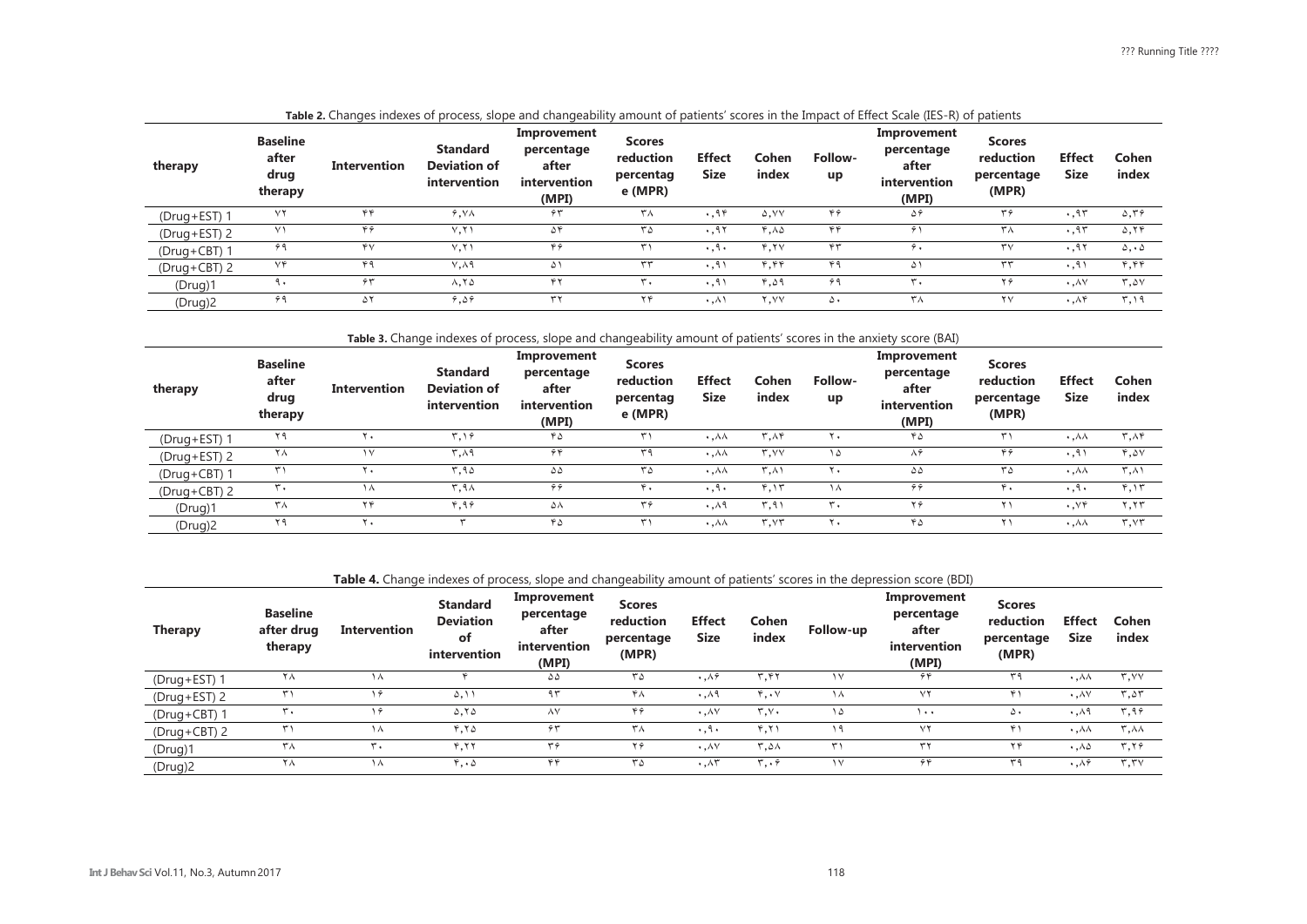**Table 2.** Changes indexes of process, slope and changeability amount of patients' scores in the Impact of Effect Scale (IES-R) of patients

| therapy | Baseline after drug therapy | Intervention | Standard Deviation of intervention | Improvement percentage after intervention (MPI) | Scores reduction percentag e (MPR) | Effect Size | Cohen index | Follow-up | Improvement percentage after intervention (MPI) | Scores reduction percentage (MPR) | Effect Size | Cohen index |
|---|---|---|---|---|---|---|---|---|---|---|---|---|
| (Drug+EST) 1 | ۷۲ | ۴۴ | ۶,۷۸ | ۶۳ | ۳۸ | ۰,۹۴ | ۵,۷۷ | ۴۶ | ۵۶ | ۳۶ | ۰,۹۳ | ۵,۳۶ |
| (Drug+EST) 2 | ۷۱ | ۴۶ | ۷,۲۱ | ۵۴ | ۳۵ | ۰,۹۲ | ۴,۸۵ | ۴۴ | ۶۱ | ۳۸ | ۰,۹۳ | ۵,۲۴ |
| (Drug+CBT) 1 | ۶۹ | ۴۷ | ۷,۲۱ | ۴۶ | ۳۱ | ۰,۹۰ | ۴,۲۷ | ۴۳ | ۶۰ | ۳۷ | ۰,۹۲ | ۵,۰۵ |
| (Drug+CBT) 2 | ۷۴ | ۴۹ | ۷,۸۹ | ۵۱ | ۳۳ | ۰,۹۱ | ۴,۴۴ | ۴۹ | ۵۱ | ۳۳ | ۰,۹۱ | ۴,۴۴ |
| (Drug)1 | ۹۰ | ۶۳ | ۸,۲۵ | ۴۲ | ۳۰ | ۰,۹۱ | ۴,۵۹ | ۶۹ | ۳۰ | ۲۶ | ۰,۸۷ | ۳,۵۷ |
| (Drug)2 | ۶۹ | ۵۲ | ۶,۵۶ | ۳۲ | ۲۴ | ۰,۸۱ | ۲,۷۷ | ۵۰ | ۳۸ | ۲۷ | ۰,۸۴ | ۳,۱۹ |

**Table 3.** Change indexes of process, slope and changeability amount of patients' scores in the anxiety score (BAI)

| therapy | Baseline after drug therapy | Intervention | Standard Deviation of intervention | Improvement percentage after intervention (MPI) | Scores reduction percentag e (MPR) | Effect Size | Cohen index | Follow-up | Improvement percentage after intervention (MPI) | Scores reduction percentage (MPR) | Effect Size | Cohen index |
|---|---|---|---|---|---|---|---|---|---|---|---|---|
| (Drug+EST) 1 | ۲۹ | ۲۰ | ۳,۱۶ | ۴۵ | ۳۱ | ۰,۸۸ | ۳,۸۴ | ۲۰ | ۴۵ | ۳۱ | ۰,۸۸ | ۳,۸۴ |
| (Drug+EST) 2 | ۲۸ | ۱۷ | ۳,۸۹ | ۶۴ | ۳۹ | ۰,۸۸ | ۳,۷۷ | ۱۵ | ۸۶ | ۴۶ | ۰,۹۱ | ۴,۵۷ |
| (Drug+CBT) 1 | ۳۱ | ۲۰ | ۳,۹۵ | ۵۵ | ۳۵ | ۰,۸۸ | ۳,۸۱ | ۲۰ | ۵۵ | ۳۵ | ۰,۸۸ | ۳,۸۱ |
| (Drug+CBT) 2 | ۳۰ | ۱۸ | ۳,۹۸ | ۶۶ | ۴۰ | ۰,۹۰ | ۴,۱۳ | ۱۸ | ۶۶ | ۴۰ | ۰,۹۰ | ۴,۱۳ |
| (Drug)1 | ۳۸ | ۲۴ | ۴,۹۶ | ۵۸ | ۳۶ | ۰,۸۹ | ۳,۹۱ | ۳۰ | ۲۶ | ۲۱ | ۰,۷۴ | ۲,۲۳ |
| (Drug)2 | ۲۹ | ۲۰ | ۳ | ۴۵ | ۳۱ | ۰,۸۸ | ۳,۷۳ | ۲۰ | ۴۵ | ۲۱ | ۰,۸۸ | ۳,۷۳ |

**Table 4.** Change indexes of process, slope and changeability amount of patients' scores in the depression score (BDI)

| Therapy | Baseline after drug therapy | Intervention | Standard Deviation of intervention | Improvement percentage after intervention (MPI) | Scores reduction percentage (MPR) | Effect Size | Cohen index | Follow-up | Improvement percentage after intervention (MPI) | Scores reduction percentage (MPR) | Effect Size | Cohen index |
|---|---|---|---|---|---|---|---|---|---|---|---|---|
| (Drug+EST) 1 | ۲۸ | ۱۸ | ۴ | ۵۵ | ۳۵ | ۰,۸۶ | ۳,۴۲ | ۱۷ | ۶۴ | ۳۹ | ۰,۸۸ | ۳,۷۷ |
| (Drug+EST) 2 | ۳۱ | ۱۶ | ۵,۱۱ | ۹۳ | ۴۸ | ۰,۸۹ | ۴,۰۷ | ۱۸ | ۷۲ | ۴۱ | ۰,۸۷ | ۳,۵۳ |
| (Drug+CBT) 1 | ۳۰ | ۱۶ | ۵,۲۵ | ۸۷ | ۴۶ | ۰,۸۷ | ۳,۷۰ | ۱۵ | ۱۰۰ | ۵۰ | ۰,۸۹ | ۳,۹۶ |
| (Drug+CBT) 2 | ۳۱ | ۱۸ | ۴,۲۵ | ۶۳ | ۳۸ | ۰,۹۰ | ۴,۲۱ | ۱۹ | ۷۲ | ۴۱ | ۰,۸۸ | ۳,۸۸ |
| (Drug)1 | ۳۸ | ۳۰ | ۴,۲۲ | ۳۶ | ۲۶ | ۰,۸۷ | ۳,۵۸ | ۳۱ | ۳۲ | ۲۴ | ۰,۸۵ | ۳,۲۶ |
| (Drug)2 | ۲۸ | ۱۸ | ۴,۰۵ | ۴۴ | ۳۵ | ۰,۸۳ | ۳,۰۶ | ۱۷ | ۶۴ | ۳۹ | ۰,۸۶ | ۳,۳۷ |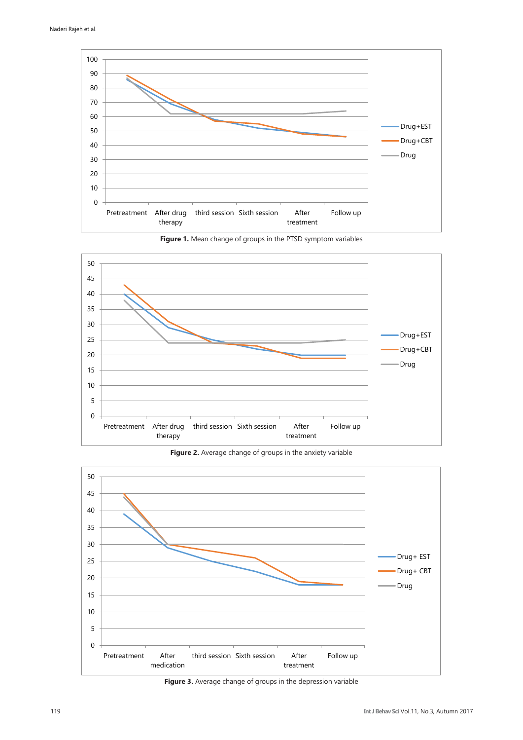**Figure 1.** Mean change of groups in the PTSD symptom variables

**Figure 2.** Average change of groups in the anxiety variable

**Figure 3.** Average change of groups in the depression variable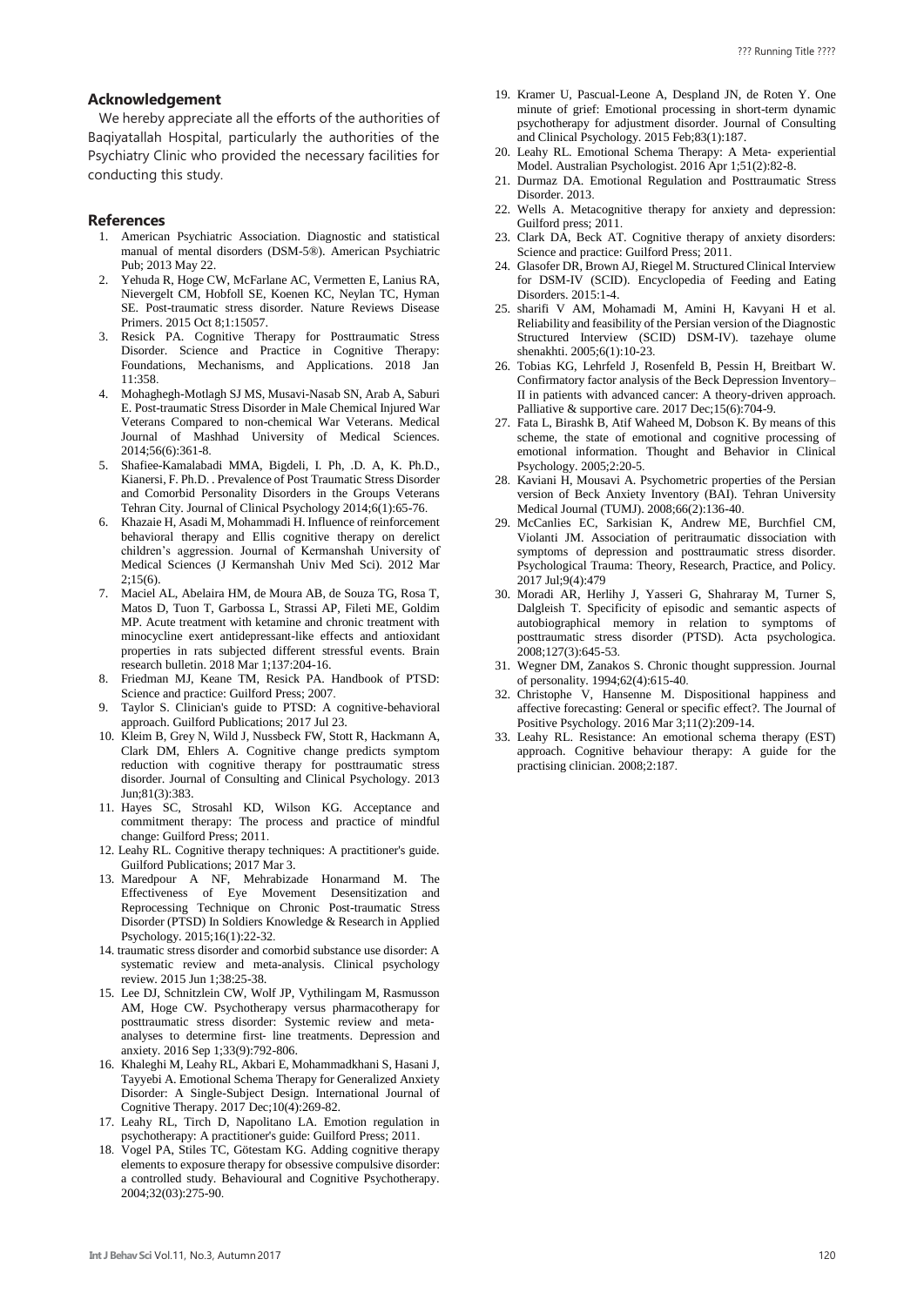## Acknowledgement

We hereby appreciate all the efforts of the authorities of Baqiyatallah Hospital, particularly the authorities of the Psychiatry Clinic who provided the necessary facilities for conducting this study.

## References

1. American Psychiatric Association. Diagnostic and statistical manual of mental disorders (DSM-5®). American Psychiatric Pub; 2013 May 22.
2. Yehuda R, Hoge CW, McFarlane AC, Vermetten E, Lanius RA, Nievergelt CM, Hobfoll SE, Koenen KC, Neylan TC, Hyman SE. Post-traumatic stress disorder. Nature Reviews Disease Primers. 2015 Oct 8;1:15057.
3. Resick PA. Cognitive Therapy for Posttraumatic Stress Disorder. Science and Practice in Cognitive Therapy: Foundations, Mechanisms, and Applications. 2018 Jan 11:358.
4. Mohaghegh-Motlagh SJ MS, Musavi-Nasab SN, Arab A, Saburi E. Post-traumatic Stress Disorder in Male Chemical Injured War Veterans Compared to non-chemical War Veterans. Medical Journal of Mashhad University of Medical Sciences. 2014;56(6):361-8.
5. Shafiee-Kamalabadi MMA, Bigdeli, I. Ph, .D. A, K. Ph.D., Kianersi, F. Ph.D. . Prevalence of Post Traumatic Stress Disorder and Comorbid Personality Disorders in the Groups Veterans Tehran City. Journal of Clinical Psychology 2014;6(1):65-76.
6. Khazaie H, Asadi M, Mohammadi H. Influence of reinforcement behavioral therapy and Ellis cognitive therapy on derelict children's aggression. Journal of Kermanshah University of Medical Sciences (J Kermanshah Univ Med Sci). 2012 Mar 2;15(6).
7. Maciel AL, Abelaira HM, de Moura AB, de Souza TG, Rosa T, Matos D, Tuon T, Garbossa L, Strassi AP, Fileti ME, Goldim MP. Acute treatment with ketamine and chronic treatment with minocycline exert antidepressant-like effects and antioxidant properties in rats subjected different stressful events. Brain research bulletin. 2018 Mar 1;137:204-16.
8. Friedman MJ, Keane TM, Resick PA. Handbook of PTSD: Science and practice: Guilford Press; 2007.
9. Taylor S. Clinician's guide to PTSD: A cognitive-behavioral approach. Guilford Publications; 2017 Jul 23.
10. Kleim B, Grey N, Wild J, Nussbeck FW, Stott R, Hackmann A, Clark DM, Ehlers A. Cognitive change predicts symptom reduction with cognitive therapy for posttraumatic stress disorder. Journal of Consulting and Clinical Psychology. 2013 Jun;81(3):383.
11. Hayes SC, Strosahl KD, Wilson KG. Acceptance and commitment therapy: The process and practice of mindful change: Guilford Press; 2011.
12. Leahy RL. Cognitive therapy techniques: A practitioner's guide. Guilford Publications; 2017 Mar 3.
13. Maredpour A NF, Mehrabizade Honarmand M. The Effectiveness of Eye Movement Desensitization and Reprocessing Technique on Chronic Post-traumatic Stress Disorder (PTSD) In Soldiers Knowledge & Research in Applied Psychology. 2015;16(1):22-32.
14. traumatic stress disorder and comorbid substance use disorder: A systematic review and meta-analysis. Clinical psychology review. 2015 Jun 1;38:25-38.
15. Lee DJ, Schnitzlein CW, Wolf JP, Vythilingam M, Rasmusson AM, Hoge CW. Psychotherapy versus pharmacotherapy for posttraumatic stress disorder: Systemic review and meta-analyses to determine first- line treatments. Depression and anxiety. 2016 Sep 1;33(9):792-806.
16. Khaleghi M, Leahy RL, Akbari E, Mohammadkhani S, Hasani J, Tayyebi A. Emotional Schema Therapy for Generalized Anxiety Disorder: A Single-Subject Design. International Journal of Cognitive Therapy. 2017 Dec;10(4):269-82.
17. Leahy RL, Tirch D, Napolitano LA. Emotion regulation in psychotherapy: A practitioner's guide: Guilford Press; 2011.
18. Vogel PA, Stiles TC, Götestam KG. Adding cognitive therapy elements to exposure therapy for obsessive compulsive disorder: a controlled study. Behavioural and Cognitive Psychotherapy. 2004;32(03):275-90.
19. Kramer U, Pascual-Leone A, Despland JN, de Roten Y. One minute of grief: Emotional processing in short-term dynamic psychotherapy for adjustment disorder. Journal of Consulting and Clinical Psychology. 2015 Feb;83(1):187.
20. Leahy RL. Emotional Schema Therapy: A Meta- experiential Model. Australian Psychologist. 2016 Apr 1;51(2):82-8.
21. Durmaz DA. Emotional Regulation and Posttraumatic Stress Disorder. 2013.
22. Wells A. Metacognitive therapy for anxiety and depression: Guilford press; 2011.
23. Clark DA, Beck AT. Cognitive therapy of anxiety disorders: Science and practice: Guilford Press; 2011.
24. Glasofer DR, Brown AJ, Riegel M. Structured Clinical Interview for DSM-IV (SCID). Encyclopedia of Feeding and Eating Disorders. 2015:1-4.
25. sharifi V AM, Mohamadi M, Amini H, Kavyani H et al. Reliability and feasibility of the Persian version of the Diagnostic Structured Interview (SCID) DSM-IV). tazehaye olume shenakhti. 2005;6(1):10-23.
26. Tobias KG, Lehrfeld J, Rosenfeld B, Pessin H, Breitbart W. Confirmatory factor analysis of the Beck Depression Inventory–II in patients with advanced cancer: A theory-driven approach. Palliative & supportive care. 2017 Dec;15(6):704-9.
27. Fata L, Birashk B, Atif Waheed M, Dobson K. By means of this scheme, the state of emotional and cognitive processing of emotional information. Thought and Behavior in Clinical Psychology. 2005;2:20-5.
28. Kaviani H, Mousavi A. Psychometric properties of the Persian version of Beck Anxiety Inventory (BAI). Tehran University Medical Journal (TUMJ). 2008;66(2):136-40.
29. McCanlies EC, Sarkisian K, Andrew ME, Burchfiel CM, Violanti JM. Association of peritraumatic dissociation with symptoms of depression and posttraumatic stress disorder. Psychological Trauma: Theory, Research, Practice, and Policy. 2017 Jul;9(4):479
30. Moradi AR, Herlihy J, Yasseri G, Shahraray M, Turner S, Dalgleish T. Specificity of episodic and semantic aspects of autobiographical memory in relation to symptoms of posttraumatic stress disorder (PTSD). Acta psychologica. 2008;127(3):645-53.
31. Wegner DM, Zanakos S. Chronic thought suppression. Journal of personality. 1994;62(4):615-40.
32. Christophe V, Hansenne M. Dispositional happiness and affective forecasting: General or specific effect?. The Journal of Positive Psychology. 2016 Mar 3;11(2):209-14.
33. Leahy RL. Resistance: An emotional schema therapy (EST) approach. Cognitive behaviour therapy: A guide for the practising clinician. 2008;2:187.